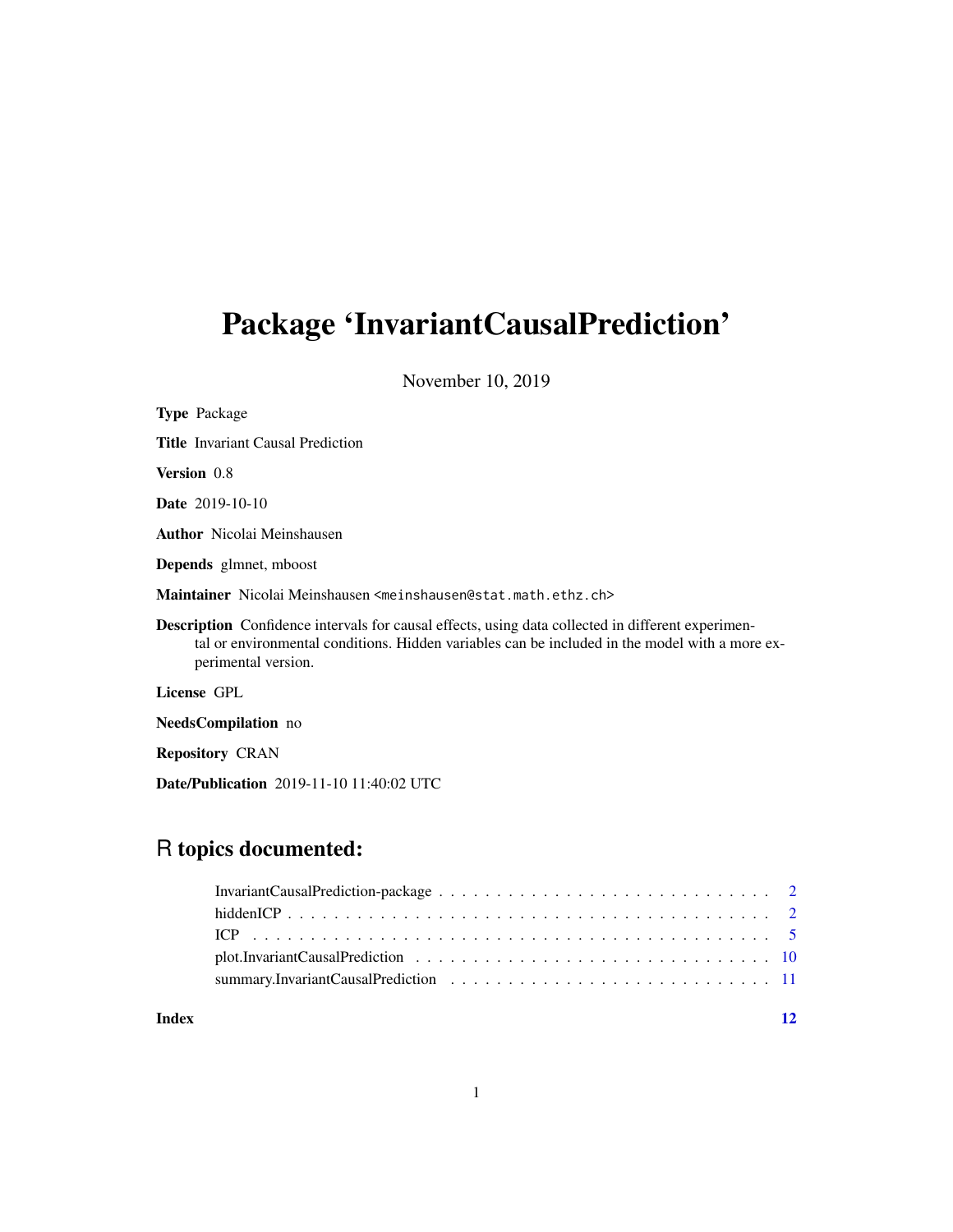# Package 'InvariantCausalPrediction'

November 10, 2019

**Type** Package

**Title** Invariant Causal Prediction

**Version** 0.8

**Date** 2019-10-10

**Author** Nicolai Meinshausen

**Depends** glmnet, mboost

**Maintainer** Nicolai Meinshausen <meinshausen@stat.math.ethz.ch>

**Description** Confidence intervals for causal effects, using data collected in different experimental or environmental conditions. Hidden variables can be included in the model with a more experimental version.

**License** GPL

**NeedsCompilation** no

**Repository** CRAN

**Date/Publication** 2019-11-10 11:40:02 UTC

## R topics documented:

- InvariantCausalPrediction-package . . . . . . . . . . . . . . . . . . . . . . . . . . . . 2
- hiddenICP . . . . . . . . . . . . . . . . . . . . . . . . . . . . . . . . . . . . . . . . . . 2
- ICP . . . . . . . . . . . . . . . . . . . . . . . . . . . . . . . . . . . . . . . . . . . . . . 5
- plot.InvariantCausalPrediction . . . . . . . . . . . . . . . . . . . . . . . . . . . . . . 10
- summary.InvariantCausalPrediction . . . . . . . . . . . . . . . . . . . . . . . . . . . 11

**Index** 12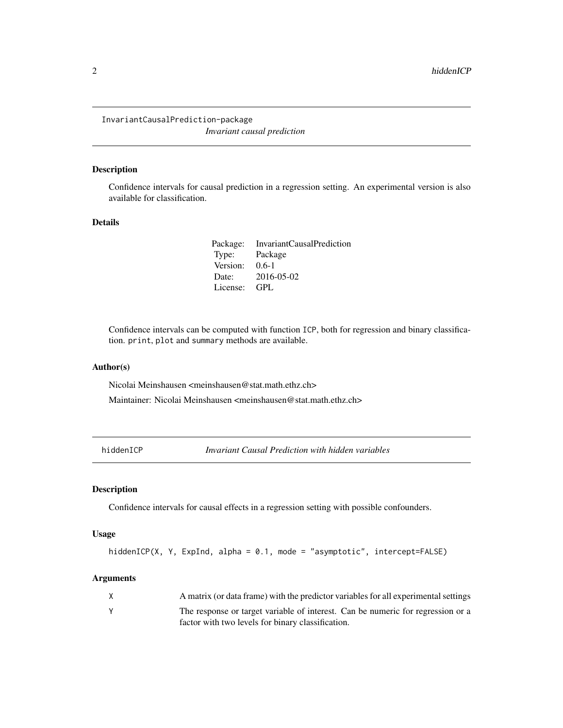## InvariantCausalPrediction-package

*Invariant causal prediction*

### Description

Confidence intervals for causal prediction in a regression setting. An experimental version is also available for classification.

### Details

| | |
|---|---|
| Package: | InvariantCausalPrediction |
| Type: | Package |
| Version: | 0.6-1 |
| Date: | 2016-05-02 |
| License: | GPL |

Confidence intervals can be computed with function `ICP`, both for regression and binary classification. `print`, `plot` and `summary` methods are available.

### Author(s)

Nicolai Meinshausen <meinshausen@stat.math.ethz.ch>

Maintainer: Nicolai Meinshausen <meinshausen@stat.math.ethz.ch>

## hiddenICP

*Invariant Causal Prediction with hidden variables*

### Description

Confidence intervals for causal effects in a regression setting with possible confounders.

### Usage

```
hiddenICP(X, Y, ExpInd, alpha = 0.1, mode = "asymptotic", intercept=FALSE)
```

### Arguments

| | |
|---|---|
| X | A matrix (or data frame) with the predictor variables for all experimental settings |
| Y | The response or target variable of interest. Can be numeric for regression or a factor with two levels for binary classification. |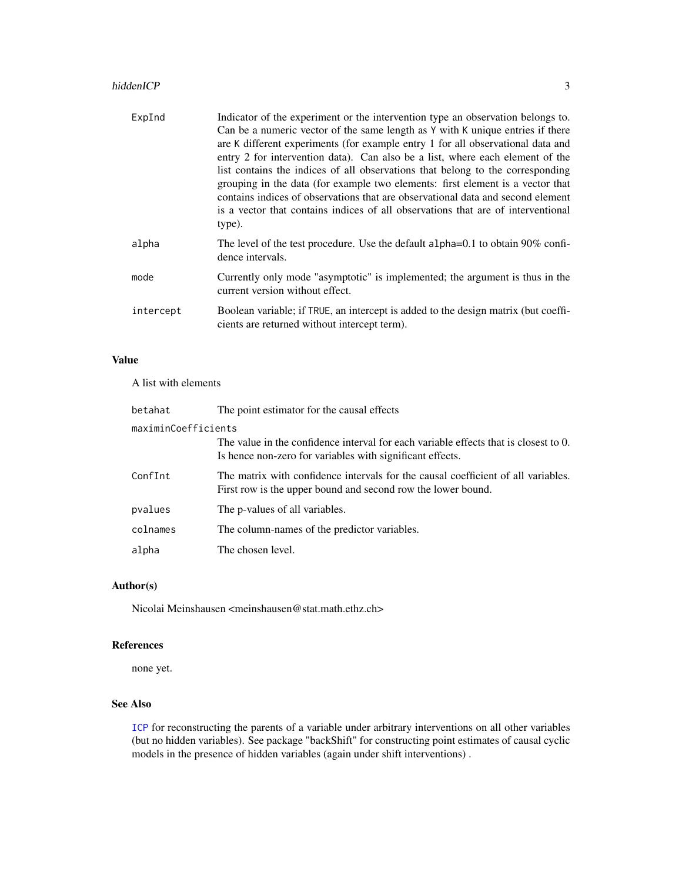| | |
|---|---|
| `ExpInd` | Indicator of the experiment or the intervention type an observation belongs to. Can be a numeric vector of the same length as `Y` with `K` unique entries if there are `K` different experiments (for example entry 1 for all observational data and entry 2 for intervention data). Can also be a list, where each element of the list contains the indices of all observations that belong to the corresponding grouping in the data (for example two elements: first element is a vector that contains indices of observations that are observational data and second element is a vector that contains indices of all observations that are of interventional type). |
| `alpha` | The level of the test procedure. Use the default `alpha=0.1` to obtain 90% confidence intervals. |
| `mode` | Currently only mode "asymptotic" is implemented; the argument is thus in the current version without effect. |
| `intercept` | Boolean variable; if `TRUE`, an intercept is added to the design matrix (but coefficients are returned without intercept term). |

## Value

A list with elements

| | |
|---|---|
| `betahat` | The point estimator for the causal effects |
| `maximinCoefficients` | The value in the confidence interval for each variable effects that is closest to 0. Is hence non-zero for variables with significant effects. |
| `ConfInt` | The matrix with confidence intervals for the causal coefficient of all variables. First row is the upper bound and second row the lower bound. |
| `pvalues` | The p-values of all variables. |
| `colnames` | The column-names of the predictor variables. |
| `alpha` | The chosen level. |

## Author(s)

Nicolai Meinshausen <meinshausen@stat.math.ethz.ch>

## References

none yet.

## See Also

`ICP` for reconstructing the parents of a variable under arbitrary interventions on all other variables (but no hidden variables). See package "backShift" for constructing point estimates of causal cyclic models in the presence of hidden variables (again under shift interventions) .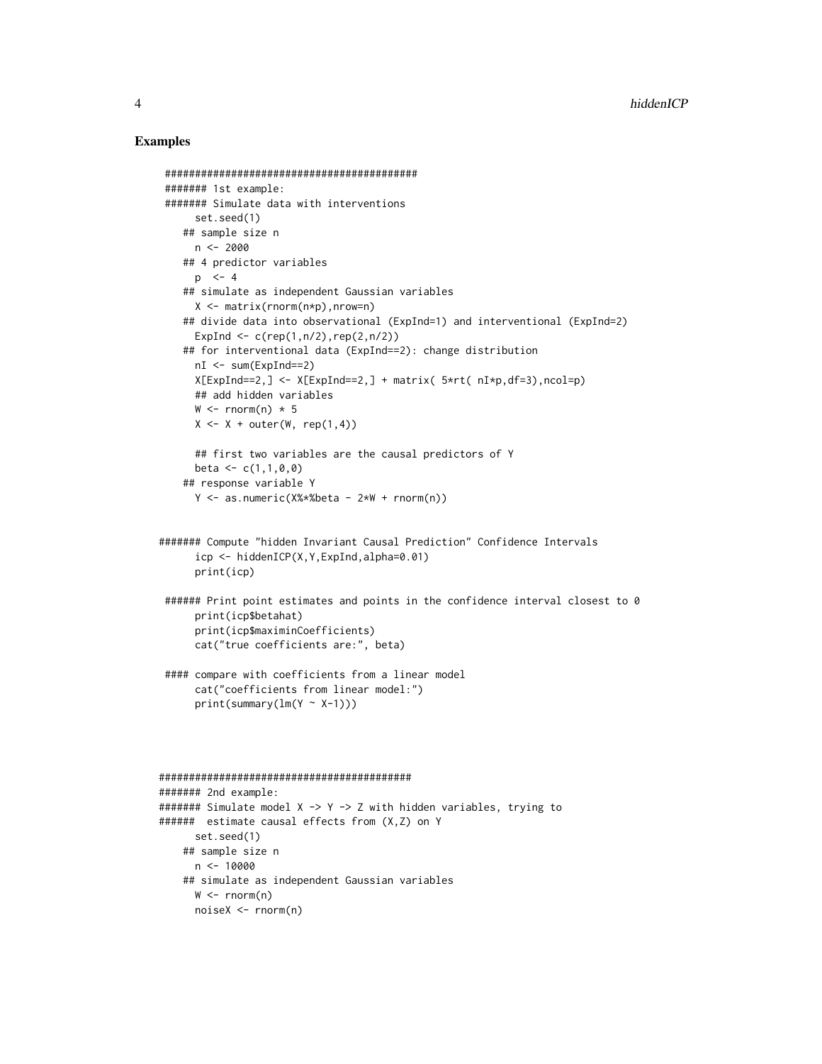### Examples

```
##########################################
####### 1st example:
####### Simulate data with interventions
      set.seed(1)
    ## sample size n
      n <- 2000
    ## 4 predictor variables
      p  <- 4
    ## simulate as independent Gaussian variables
      X <- matrix(rnorm(n*p),nrow=n)
    ## divide data into observational (ExpInd=1) and interventional (ExpInd=2)
      ExpInd <- c(rep(1,n/2),rep(2,n/2))
    ## for interventional data (ExpInd==2): change distribution
      nI <- sum(ExpInd==2)
      X[ExpInd==2,] <- X[ExpInd==2,] + matrix( 5*rt( nI*p,df=3),ncol=p)
      ## add hidden variables
      W <- rnorm(n) * 5
      X <- X + outer(W, rep(1,4))

      ## first two variables are the causal predictors of Y
      beta <- c(1,1,0,0)
    ## response variable Y
      Y <- as.numeric(X%*%beta - 2*W + rnorm(n))


####### Compute "hidden Invariant Causal Prediction" Confidence Intervals
      icp <- hiddenICP(X,Y,ExpInd,alpha=0.01)
      print(icp)

 ###### Print point estimates and points in the confidence interval closest to 0
      print(icp$betahat)
      print(icp$maximinCoefficients)
      cat("true coefficients are:", beta)

 #### compare with coefficients from a linear model
      cat("coefficients from linear model:")
      print(summary(lm(Y ~ X-1)))




##########################################
####### 2nd example:
####### Simulate model X -> Y -> Z with hidden variables, trying to
######  estimate causal effects from (X,Z) on Y
      set.seed(1)
    ## sample size n
      n <- 10000
    ## simulate as independent Gaussian variables
      W <- rnorm(n)
      noiseX <- rnorm(n)
```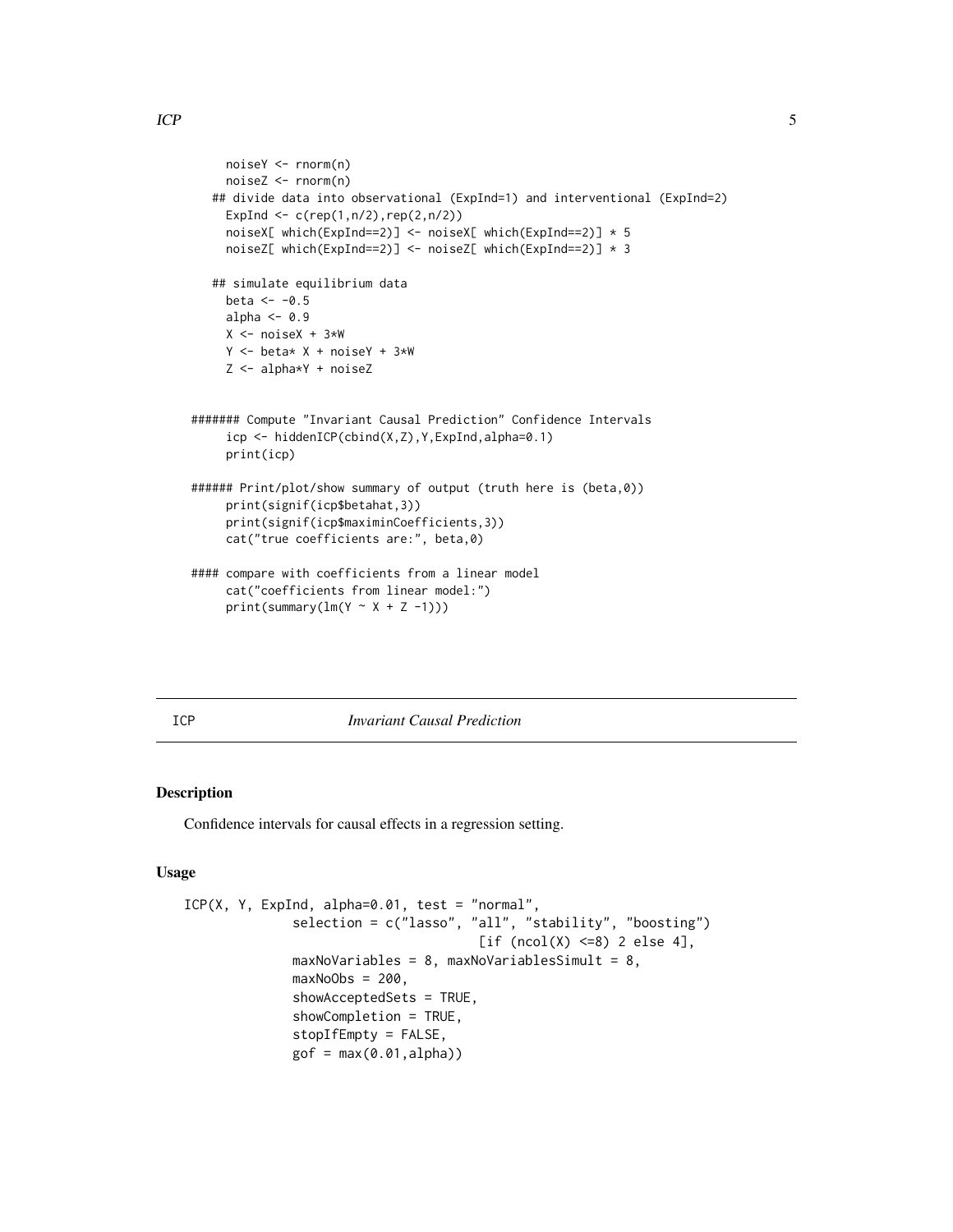```
    noiseY <- rnorm(n)
    noiseZ <- rnorm(n)
  ## divide data into observational (ExpInd=1) and interventional (ExpInd=2)
    ExpInd <- c(rep(1,n/2),rep(2,n/2))
    noiseX[ which(ExpInd==2)] <- noiseX[ which(ExpInd==2)] * 5
    noiseZ[ which(ExpInd==2)] <- noiseZ[ which(ExpInd==2)] * 3

  ## simulate equilibrium data
    beta <- -0.5
    alpha <- 0.9
    X <- noiseX + 3*W
    Y <- beta* X + noiseY + 3*W
    Z <- alpha*Y + noiseZ


####### Compute "Invariant Causal Prediction" Confidence Intervals
    icp <- hiddenICP(cbind(X,Z),Y,ExpInd,alpha=0.1)
    print(icp)

###### Print/plot/show summary of output (truth here is (beta,0))
    print(signif(icp$betahat,3))
    print(signif(icp$maximinCoefficients,3))
    cat("true coefficients are:", beta,0)

#### compare with coefficients from a linear model
    cat("coefficients from linear model:")
    print(summary(lm(Y ~ X + Z -1)))
```

## ICP — *Invariant Causal Prediction*

### Description

Confidence intervals for causal effects in a regression setting.

### Usage

```
ICP(X, Y, ExpInd, alpha=0.01, test = "normal",
          selection = c("lasso", "all", "stability", "boosting")
                              [if (ncol(X) <=8) 2 else 4],
          maxNoVariables = 8, maxNoVariablesSimult = 8,
          maxNoObs = 200,
          showAcceptedSets = TRUE,
          showCompletion = TRUE,
          stopIfEmpty = FALSE,
          gof = max(0.01,alpha))
```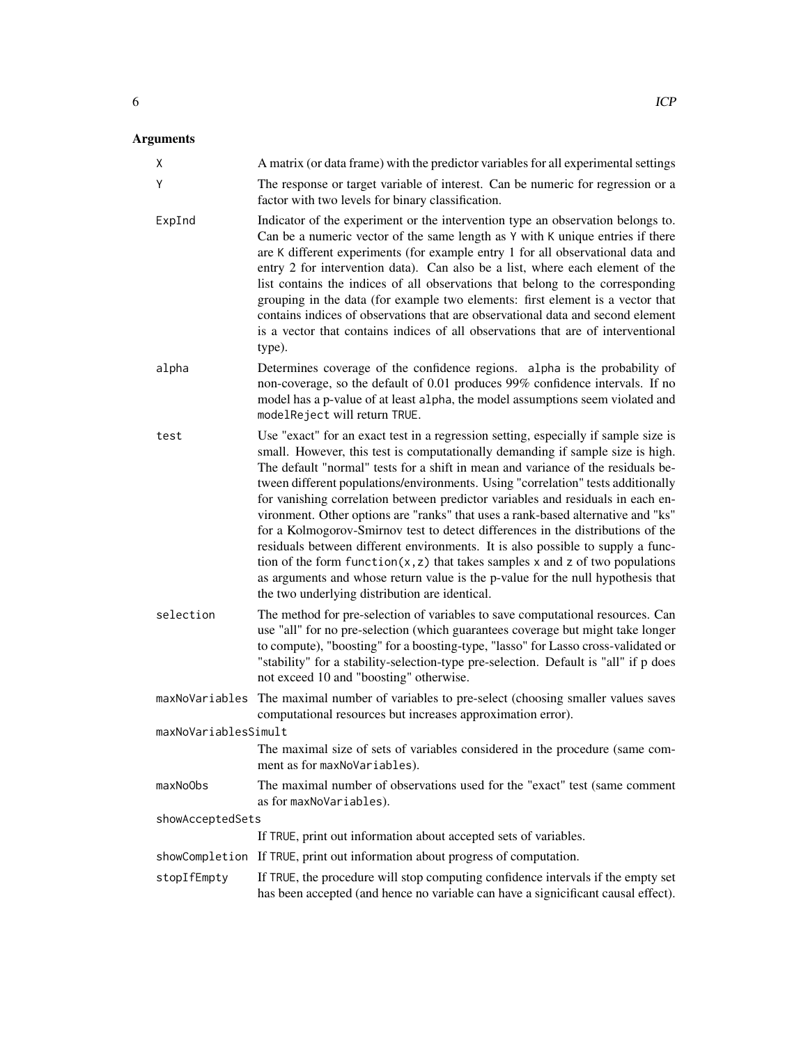## Arguments

- **`X`**: A matrix (or data frame) with the predictor variables for all experimental settings
- **`Y`**: The response or target variable of interest. Can be numeric for regression or a factor with two levels for binary classification.
- **`ExpInd`**: Indicator of the experiment or the intervention type an observation belongs to. Can be a numeric vector of the same length as `Y` with `K` unique entries if there are `K` different experiments (for example entry 1 for all observational data and entry 2 for intervention data). Can also be a list, where each element of the list contains the indices of all observations that belong to the corresponding grouping in the data (for example two elements: first element is a vector that contains indices of observations that are observational data and second element is a vector that contains indices of all observations that are of interventional type).
- **`alpha`**: Determines coverage of the confidence regions. `alpha` is the probability of non-coverage, so the default of 0.01 produces 99% confidence intervals. If no model has a p-value of at least `alpha`, the model assumptions seem violated and `modelReject` will return `TRUE`.
- **`test`**: Use "exact" for an exact test in a regression setting, especially if sample size is small. However, this test is computationally demanding if sample size is high. The default "normal" tests for a shift in mean and variance of the residuals between different populations/environments. Using "correlation" tests additionally for vanishing correlation between predictor variables and residuals in each environment. Other options are "ranks" that uses a rank-based alternative and "ks" for a Kolmogorov-Smirnov test to detect differences in the distributions of the residuals between different environments. It is also possible to supply a function of the form `function(x,z)` that takes samples `x` and `z` of two populations as arguments and whose return value is the p-value for the null hypothesis that the two underlying distribution are identical.
- **`selection`**: The method for pre-selection of variables to save computational resources. Can use "all" for no pre-selection (which guarantees coverage but might take longer to compute), "boosting" for a boosting-type, "lasso" for Lasso cross-validated or "stability" for a stability-selection-type pre-selection. Default is "all" if p does not exceed 10 and "boosting" otherwise.
- **`maxNoVariables`**: The maximal number of variables to pre-select (choosing smaller values saves computational resources but increases approximation error).
- **`maxNoVariablesSimult`**: The maximal size of sets of variables considered in the procedure (same comment as for `maxNoVariables`).
- **`maxNoObs`**: The maximal number of observations used for the "exact" test (same comment as for `maxNoVariables`).
- **`showAcceptedSets`**: If `TRUE`, print out information about accepted sets of variables.
- **`showCompletion`**: If `TRUE`, print out information about progress of computation.
- **`stopIfEmpty`**: If `TRUE`, the procedure will stop computing confidence intervals if the empty set has been accepted (and hence no variable can have a signicificant causal effect).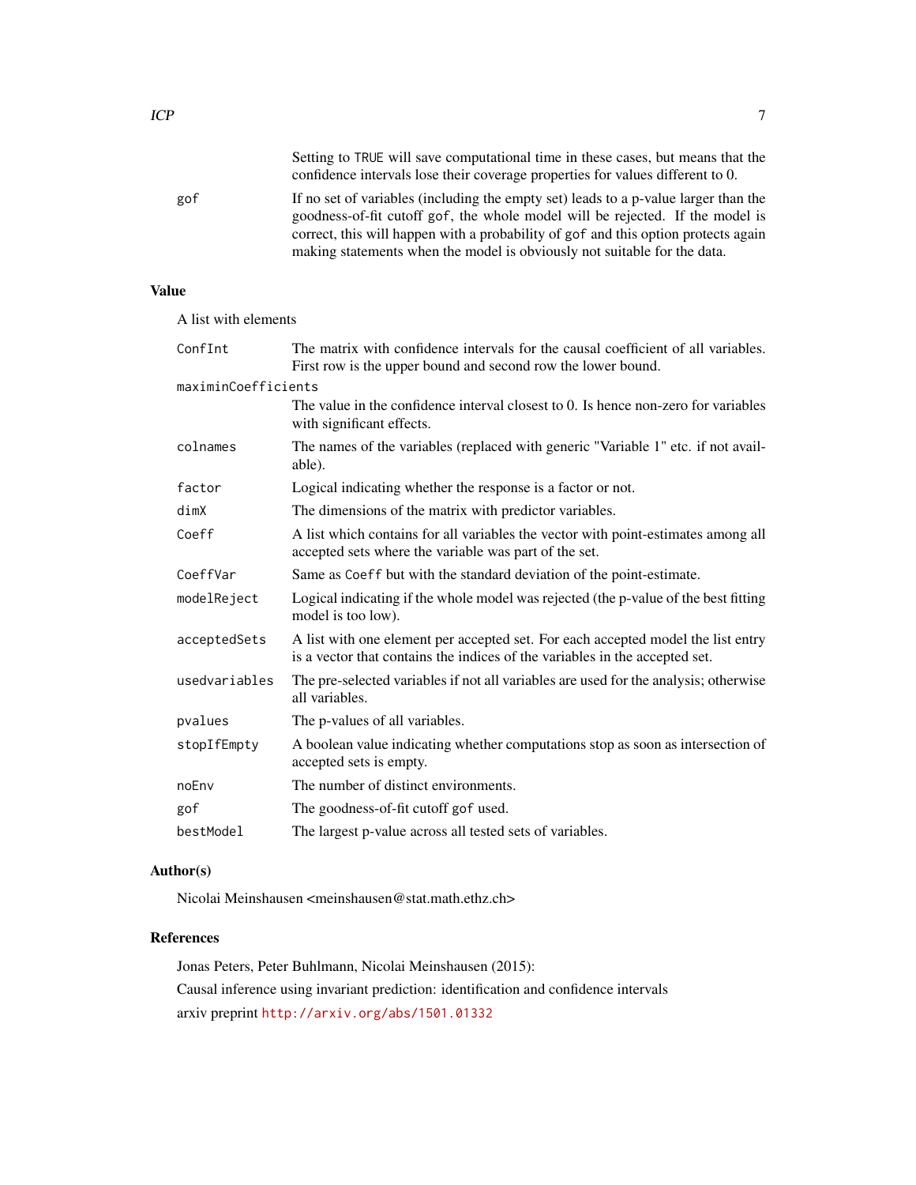Setting to `TRUE` will save computational time in these cases, but means that the confidence intervals lose their coverage properties for values different to 0.

`gof` — If no set of variables (including the empty set) leads to a p-value larger than the goodness-of-fit cutoff `gof`, the whole model will be rejected. If the model is correct, this will happen with a probability of `gof` and this option protects again making statements when the model is obviously not suitable for the data.

## Value

A list with elements

| | |
|---|---|
| `ConfInt` | The matrix with confidence intervals for the causal coefficient of all variables. First row is the upper bound and second row the lower bound. |
| `maximinCoefficients` | The value in the confidence interval closest to 0. Is hence non-zero for variables with significant effects. |
| `colnames` | The names of the variables (replaced with generic "Variable 1" etc. if not available). |
| `factor` | Logical indicating whether the response is a factor or not. |
| `dimX` | The dimensions of the matrix with predictor variables. |
| `Coeff` | A list which contains for all variables the vector with point-estimates among all accepted sets where the variable was part of the set. |
| `CoeffVar` | Same as `Coeff` but with the standard deviation of the point-estimate. |
| `modelReject` | Logical indicating if the whole model was rejected (the p-value of the best fitting model is too low). |
| `acceptedSets` | A list with one element per accepted set. For each accepted model the list entry is a vector that contains the indices of the variables in the accepted set. |
| `usedvariables` | The pre-selected variables if not all variables are used for the analysis; otherwise all variables. |
| `pvalues` | The p-values of all variables. |
| `stopIfEmpty` | A boolean value indicating whether computations stop as soon as intersection of accepted sets is empty. |
| `noEnv` | The number of distinct environments. |
| `gof` | The goodness-of-fit cutoff `gof` used. |
| `bestModel` | The largest p-value across all tested sets of variables. |

## Author(s)

Nicolai Meinshausen <meinshausen@stat.math.ethz.ch>

## References

Jonas Peters, Peter Buhlmann, Nicolai Meinshausen (2015):

Causal inference using invariant prediction: identification and confidence intervals

arxiv preprint http://arxiv.org/abs/1501.01332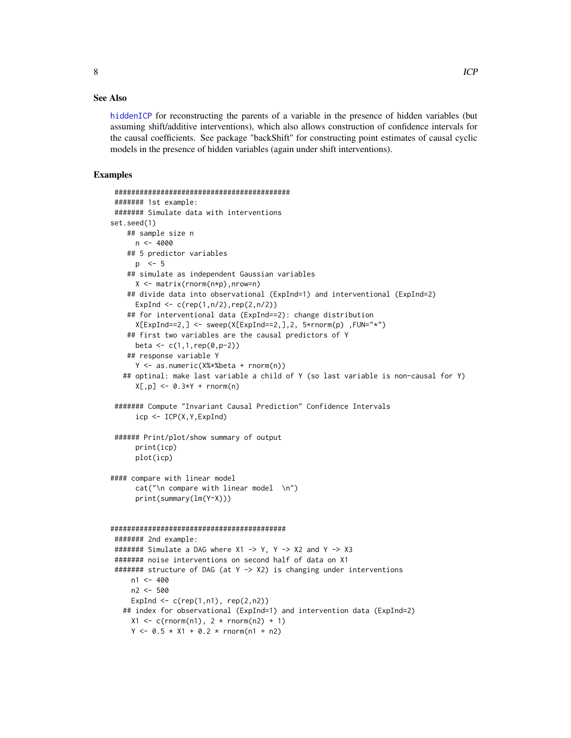### See Also

hiddenICP for reconstructing the parents of a variable in the presence of hidden variables (but assuming shift/additive interventions), which also allows construction of confidence intervals for the causal coefficients. See package "backShift" for constructing point estimates of causal cyclic models in the presence of hidden variables (again under shift interventions).

### Examples

```
 ##########################################
 ####### 1st example:
 ####### Simulate data with interventions
set.seed(1)
    ## sample size n
      n <- 4000
    ## 5 predictor variables
      p  <- 5
    ## simulate as independent Gaussian variables
      X <- matrix(rnorm(n*p),nrow=n)
    ## divide data into observational (ExpInd=1) and interventional (ExpInd=2)
      ExpInd <- c(rep(1,n/2),rep(2,n/2))
    ## for interventional data (ExpInd==2): change distribution
      X[ExpInd==2,] <- sweep(X[ExpInd==2,],2, 5*rnorm(p) ,FUN="*")
    ## first two variables are the causal predictors of Y
      beta <- c(1,1,rep(0,p-2))
    ## response variable Y
      Y <- as.numeric(X%*%beta + rnorm(n))
   ## optinal: make last variable a child of Y (so last variable is non-causal for Y)
      X[,p] <- 0.3*Y + rnorm(n)

 ####### Compute "Invariant Causal Prediction" Confidence Intervals
      icp <- ICP(X,Y,ExpInd)

 ###### Print/plot/show summary of output
      print(icp)
      plot(icp)

#### compare with linear model
      cat("\n compare with linear model  \n")
      print(summary(lm(Y~X)))


##########################################
 ####### 2nd example:
 ####### Simulate a DAG where X1 -> Y, Y -> X2 and Y -> X3
 ####### noise interventions on second half of data on X1
 ####### structure of DAG (at Y -> X2) is changing under interventions
     n1 <- 400
     n2 <- 500
     ExpInd <- c(rep(1,n1), rep(2,n2))
   ## index for observational (ExpInd=1) and intervention data (ExpInd=2)
     X1 <- c(rnorm(n1), 2 * rnorm(n2) + 1)
     Y <- 0.5 * X1 + 0.2 * rnorm(n1 + n2)
```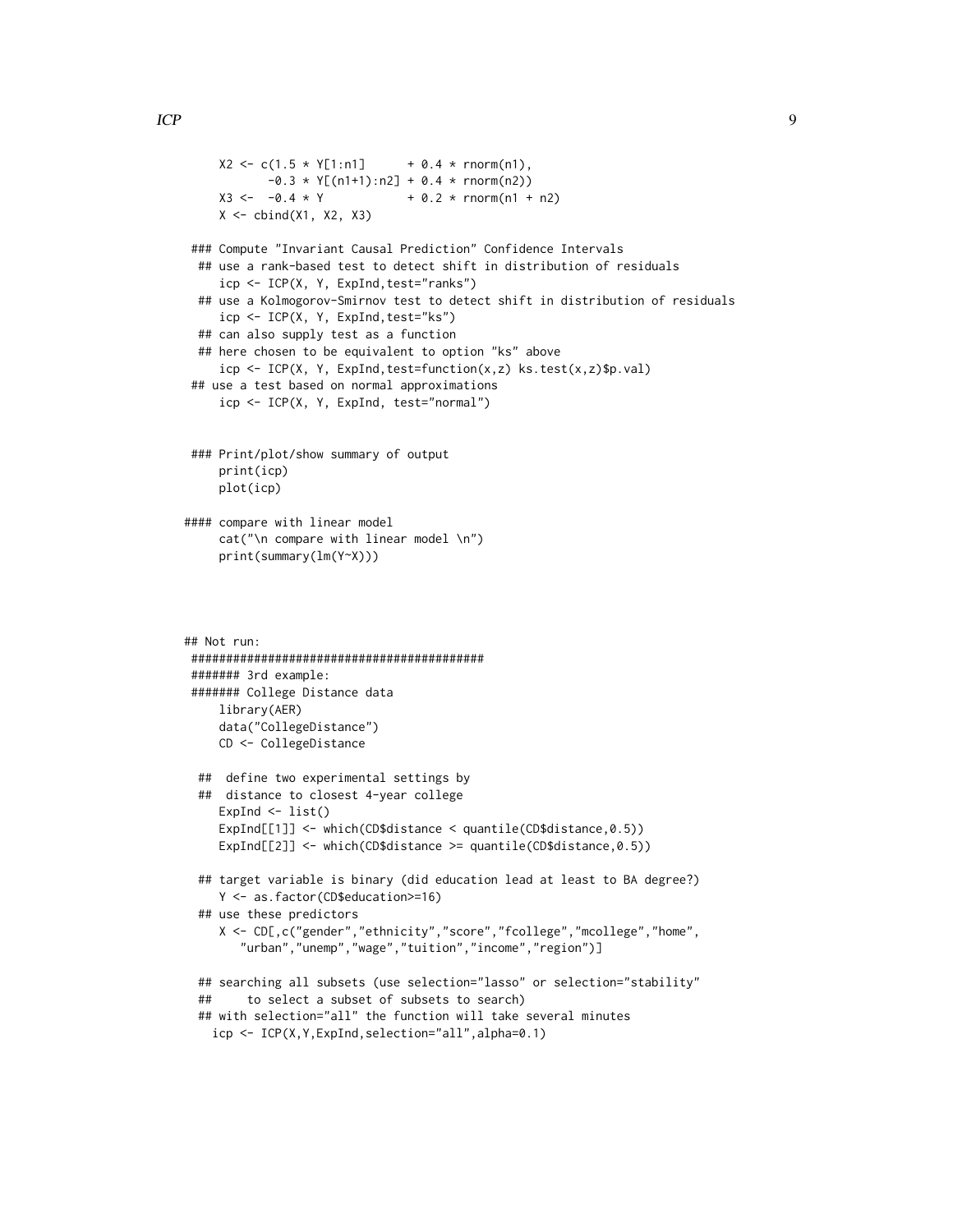```
    X2 <- c(1.5 * Y[1:n1]      + 0.4 * rnorm(n1),
           -0.3 * Y[(n1+1):n2] + 0.4 * rnorm(n2))
    X3 <-  -0.4 * Y            + 0.2 * rnorm(n1 + n2)
    X <- cbind(X1, X2, X3)

 ### Compute "Invariant Causal Prediction" Confidence Intervals
  ## use a rank-based test to detect shift in distribution of residuals
    icp <- ICP(X, Y, ExpInd,test="ranks")
  ## use a Kolmogorov-Smirnov test to detect shift in distribution of residuals
    icp <- ICP(X, Y, ExpInd,test="ks")
  ## can also supply test as a function
  ## here chosen to be equivalent to option "ks" above
    icp <- ICP(X, Y, ExpInd,test=function(x,z) ks.test(x,z)$p.val)
 ## use a test based on normal approximations
    icp <- ICP(X, Y, ExpInd, test="normal")


 ### Print/plot/show summary of output
    print(icp)
    plot(icp)

#### compare with linear model
    cat("\n compare with linear model \n")
    print(summary(lm(Y~X)))




## Not run:
 ##########################################
 ####### 3rd example:
 ####### College Distance data
    library(AER)
    data("CollegeDistance")
    CD <- CollegeDistance

  ##  define two experimental settings by
  ##  distance to closest 4-year college
    ExpInd <- list()
    ExpInd[[1]] <- which(CD$distance < quantile(CD$distance,0.5))
    ExpInd[[2]] <- which(CD$distance >= quantile(CD$distance,0.5))

  ## target variable is binary (did education lead at least to BA degree?)
    Y <- as.factor(CD$education>=16)
  ## use these predictors
    X <- CD[,c("gender","ethnicity","score","fcollege","mcollege","home",
       "urban","unemp","wage","tuition","income","region")]

  ## searching all subsets (use selection="lasso" or selection="stability"
  ##     to select a subset of subsets to search)
  ## with selection="all" the function will take several minutes
   icp <- ICP(X,Y,ExpInd,selection="all",alpha=0.1)
```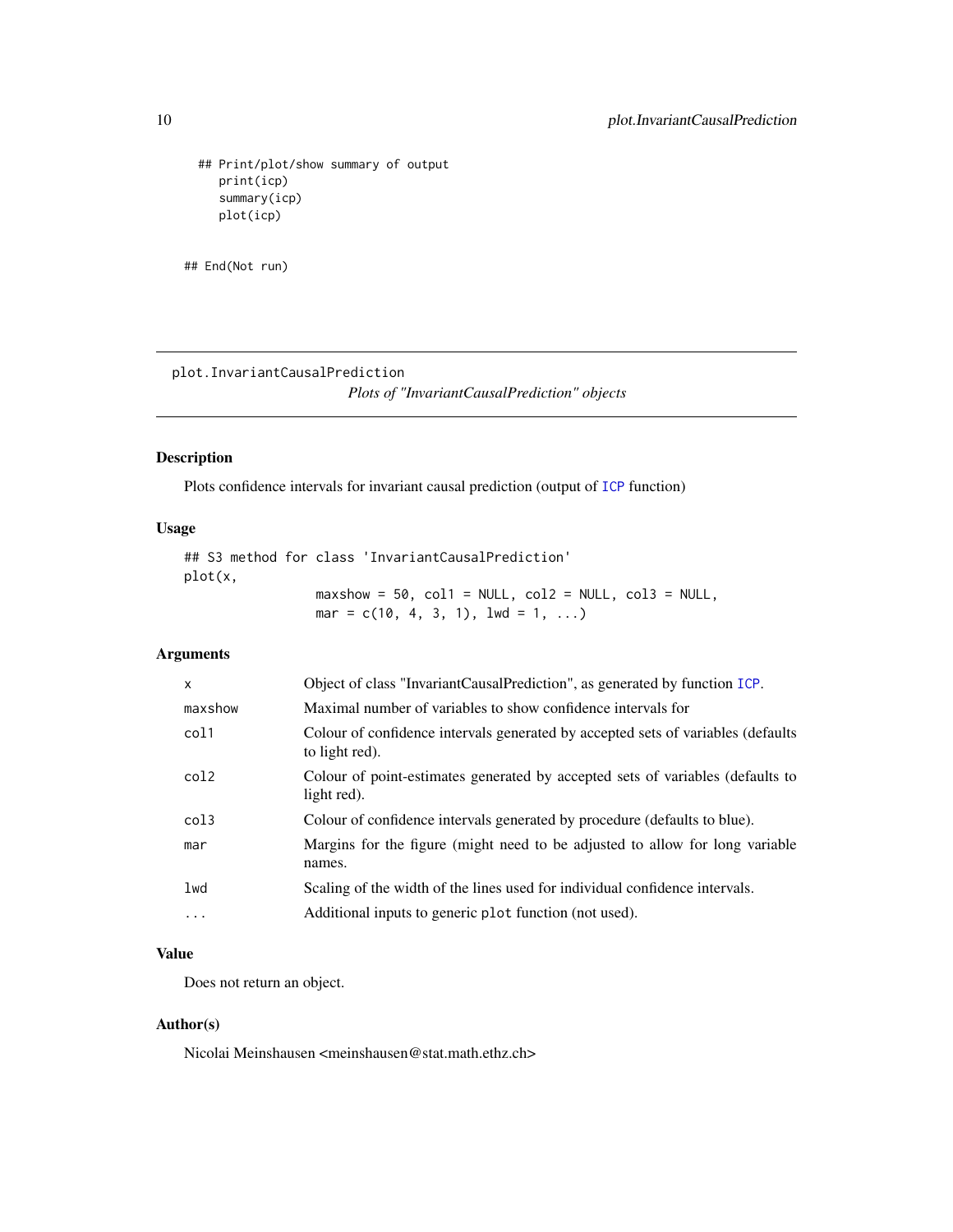```
  ## Print/plot/show summary of output
     print(icp)
     summary(icp)
     plot(icp)

## End(Not run)
```

---

plot.InvariantCausalPrediction
*Plots of "InvariantCausalPrediction" objects*

---

## Description

Plots confidence intervals for invariant causal prediction (output of ICP function)

## Usage

```
## S3 method for class 'InvariantCausalPrediction'
plot(x,
                 maxshow = 50, col1 = NULL, col2 = NULL, col3 = NULL,
                 mar = c(10, 4, 3, 1), lwd = 1, ...)
```

## Arguments

| | |
|---|---|
| x | Object of class "InvariantCausalPrediction", as generated by function ICP. |
| maxshow | Maximal number of variables to show confidence intervals for |
| col1 | Colour of confidence intervals generated by accepted sets of variables (defaults to light red). |
| col2 | Colour of point-estimates generated by accepted sets of variables (defaults to light red). |
| col3 | Colour of confidence intervals generated by procedure (defaults to blue). |
| mar | Margins for the figure (might need to be adjusted to allow for long variable names. |
| lwd | Scaling of the width of the lines used for individual confidence intervals. |
| ... | Additional inputs to generic plot function (not used). |

## Value

Does not return an object.

## Author(s)

Nicolai Meinshausen <meinshausen@stat.math.ethz.ch>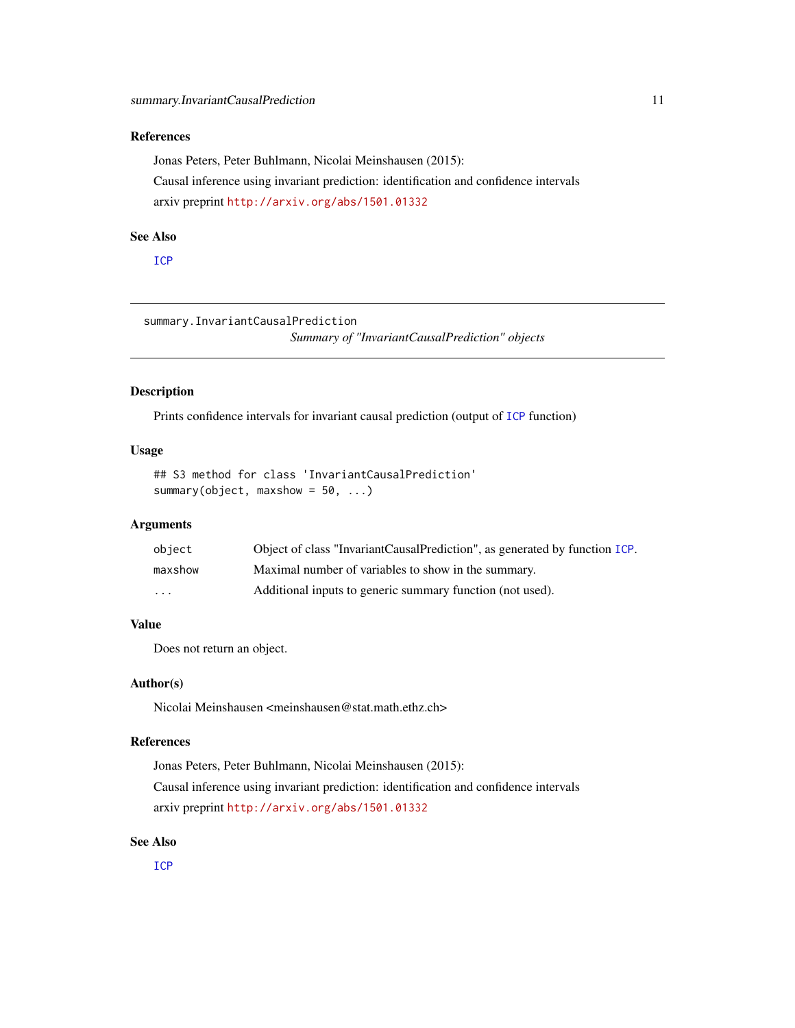### References

Jonas Peters, Peter Buhlmann, Nicolai Meinshausen (2015):

Causal inference using invariant prediction: identification and confidence intervals

arxiv preprint http://arxiv.org/abs/1501.01332

### See Also

ICP

---

## summary.InvariantCausalPrediction

*Summary of "InvariantCausalPrediction" objects*

---

### Description

Prints confidence intervals for invariant causal prediction (output of ICP function)

### Usage

```
## S3 method for class 'InvariantCausalPrediction'
summary(object, maxshow = 50, ...)
```

### Arguments

| | |
|---|---|
| object | Object of class "InvariantCausalPrediction", as generated by function ICP. |
| maxshow | Maximal number of variables to show in the summary. |
| ... | Additional inputs to generic summary function (not used). |

### Value

Does not return an object.

### Author(s)

Nicolai Meinshausen <meinshausen@stat.math.ethz.ch>

### References

Jonas Peters, Peter Buhlmann, Nicolai Meinshausen (2015):

Causal inference using invariant prediction: identification and confidence intervals

arxiv preprint http://arxiv.org/abs/1501.01332

### See Also

ICP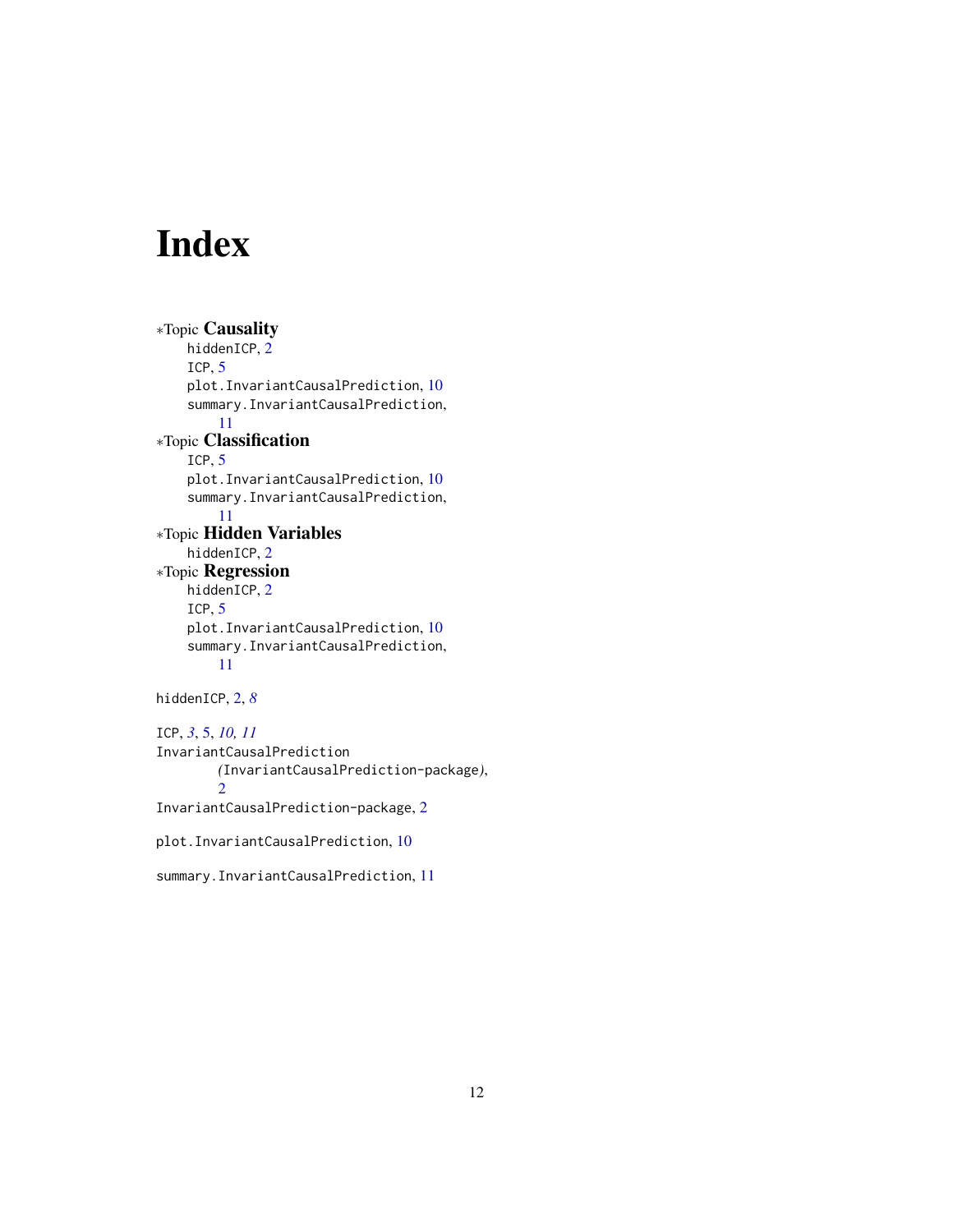# Index

*Topic **Causality**
- hiddenICP, 2
- ICP, 5
- plot.InvariantCausalPrediction, 10
- summary.InvariantCausalPrediction, 11

*Topic **Classification**
- ICP, 5
- plot.InvariantCausalPrediction, 10
- summary.InvariantCausalPrediction, 11

*Topic **Hidden Variables**
- hiddenICP, 2

*Topic **Regression**
- hiddenICP, 2
- ICP, 5
- plot.InvariantCausalPrediction, 10
- summary.InvariantCausalPrediction, 11

hiddenICP, 2, *8*

ICP, *3*, 5, *10, 11*
InvariantCausalPrediction *(*InvariantCausalPrediction-package*)*, 2
InvariantCausalPrediction-package, 2

plot.InvariantCausalPrediction, 10

summary.InvariantCausalPrediction, 11